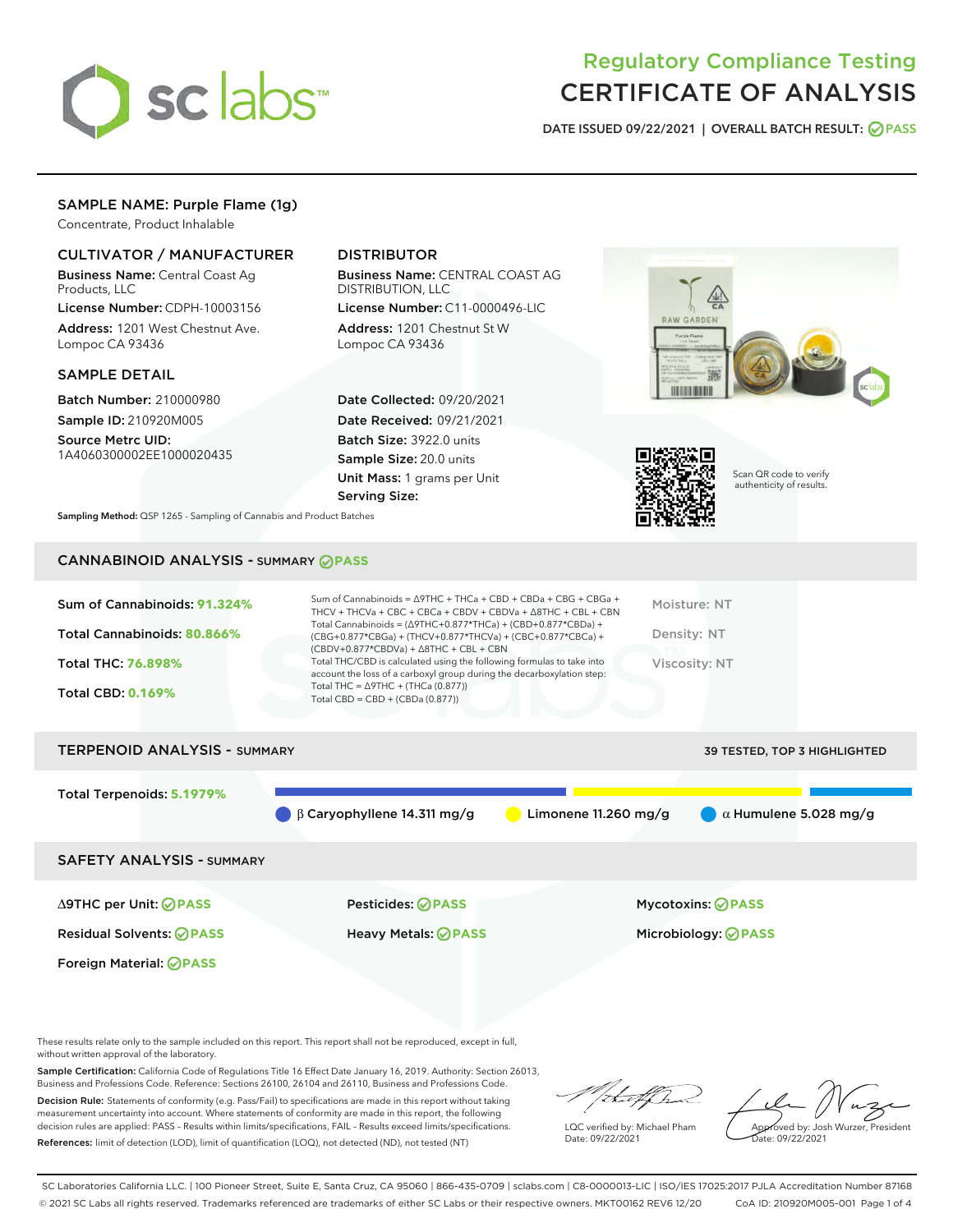# Regulatory Compliance Testing
# CERTIFICATE OF ANALYSIS

DATE ISSUED 09/22/2021 | OVERALL BATCH RESULT: PASS

## SAMPLE NAME: Purple Flame (1g)

Concentrate, Product Inhalable

### CULTIVATOR / MANUFACTURER

**Business Name:** Central Coast Ag Products, LLC

**License Number:** CDPH-10003156

**Address:** 1201 West Chestnut Ave. Lompoc CA 93436

### DISTRIBUTOR

**Business Name:** CENTRAL COAST AG DISTRIBUTION, LLC

**License Number:** C11-0000496-LIC

**Address:** 1201 Chestnut St W Lompoc CA 93436

### SAMPLE DETAIL

**Batch Number:** 210000980

**Sample ID:** 210920M005

**Source Metrc UID:** 1A4060300002EE1000020435

**Date Collected:** 09/20/2021

**Date Received:** 09/21/2021

**Batch Size:** 3922.0 units

**Sample Size:** 20.0 units

**Unit Mass:** 1 grams per Unit

**Serving Size:**

**Sampling Method:** QSP 1265 - Sampling of Cannabis and Product Batches

Scan QR code to verify authenticity of results.

## CANNABINOID ANALYSIS - SUMMARY PASS

**Sum of Cannabinoids:** 91.324%

**Total Cannabinoids:** 80.866%

**Total THC:** 76.898%

**Total CBD:** 0.169%

Sum of Cannabinoids = Δ9THC + THCa + CBD + CBDa + CBG + CBGa + THCV + THCVa + CBC + CBCa + CBDV + CBDVa + Δ8THC + CBL + CBN

Total Cannabinoids = (Δ9THC+0.877*THCa) + (CBD+0.877*CBDa) + (CBG+0.877*CBGa) + (THCV+0.877*THCVa) + (CBC+0.877*CBCa) + (CBDV+0.877*CBDVa) + Δ8THC + CBL + CBN

Total THC/CBD is calculated using the following formulas to take into account the loss of a carboxyl group during the decarboxylation step:

Total THC = Δ9THC + (THCa (0.877))

Total CBD = CBD + (CBDa (0.877))

Moisture: NT

Density: NT

Viscosity: NT

## TERPENOID ANALYSIS - SUMMARY

39 TESTED, TOP 3 HIGHLIGHTED

**Total Terpenoids:** 5.1979%

β Caryophyllene 14.311 mg/g | Limonene 11.260 mg/g | α Humulene 5.028 mg/g

## SAFETY ANALYSIS - SUMMARY

| | | |
|---|---|---|
| Δ9THC per Unit: PASS | Pesticides: PASS | Mycotoxins: PASS |
| Residual Solvents: PASS | Heavy Metals: PASS | Microbiology: PASS |
| Foreign Material: PASS | | |

These results relate only to the sample included on this report. This report shall not be reproduced, except in full, without written approval of the laboratory.

**Sample Certification:** California Code of Regulations Title 16 Effect Date January 16, 2019. Authority: Section 26013, Business and Professions Code. Reference: Sections 26100, 26104 and 26110, Business and Professions Code.

**Decision Rule:** Statements of conformity (e.g. Pass/Fail) to specifications are made in this report without taking measurement uncertainty into account. Where statements of conformity are made in this report, the following decision rules are applied: PASS – Results within limits/specifications, FAIL – Results exceed limits/specifications.

**References:** limit of detection (LOD), limit of quantification (LOQ), not detected (ND), not tested (NT)

LQC verified by: Michael Pham
Date: 09/22/2021

Approved by: Josh Wurzer, President
Date: 09/22/2021

SC Laboratories California LLC. | 100 Pioneer Street, Suite E, Santa Cruz, CA 95060 | 866-435-0709 | sclabs.com | C8-0000013-LIC | ISO/IES 17025:2017 PJLA Accreditation Number 87168
© 2021 SC Labs all rights reserved. Trademarks referenced are trademarks of either SC Labs or their respective owners. MKT00162 REV6 12/20 CoA ID: 210920M005-001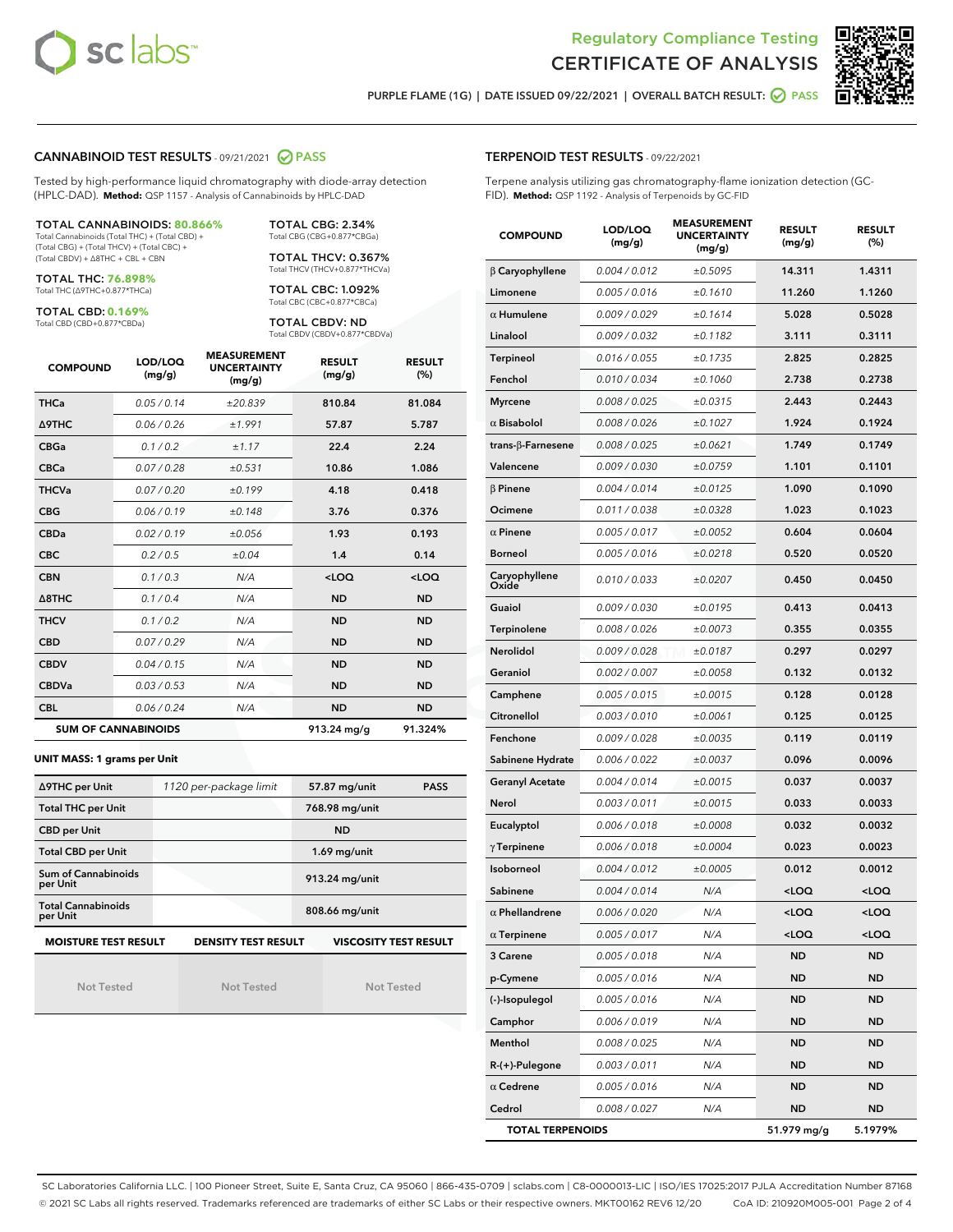# Regulatory Compliance Testing
# CERTIFICATE OF ANALYSIS

PURPLE FLAME (1G) | DATE ISSUED 09/22/2021 | OVERALL BATCH RESULT: PASS

## CANNABINOID TEST RESULTS - 09/21/2021 PASS

Tested by high-performance liquid chromatography with diode-array detection (HPLC-DAD). **Method:** QSP 1157 - Analysis of Cannabinoids by HPLC-DAD

**TOTAL CANNABINOIDS: 80.866%**
Total Cannabinoids (Total THC) + (Total CBD) + (Total CBG) + (Total THCV) + (Total CBC) + (Total CBDV) + Δ8THC + CBL + CBN

**TOTAL THC: 76.898%**
Total THC (Δ9THC+0.877*THCa)

**TOTAL CBD: 0.169%**
Total CBD (CBD+0.877*CBDa)

**TOTAL CBG: 2.34%**
Total CBG (CBG+0.877*CBGa)

**TOTAL THCV: 0.367%**
Total THCV (THCV+0.877*THCVa)

**TOTAL CBC: 1.092%**
Total CBC (CBC+0.877*CBCa)

**TOTAL CBDV: ND**
Total CBDV (CBDV+0.877*CBDVa)

| COMPOUND | LOD/LOQ (mg/g) | MEASUREMENT UNCERTAINTY (mg/g) | RESULT (mg/g) | RESULT (%) |
|---|---|---|---|---|
| THCa | 0.05 / 0.14 | ±20.839 | 810.84 | 81.084 |
| Δ9THC | 0.06 / 0.26 | ±1.991 | 57.87 | 5.787 |
| CBGa | 0.1 / 0.2 | ±1.17 | 22.4 | 2.24 |
| CBCa | 0.07 / 0.28 | ±0.531 | 10.86 | 1.086 |
| THCVa | 0.07 / 0.20 | ±0.199 | 4.18 | 0.418 |
| CBG | 0.06 / 0.19 | ±0.148 | 3.76 | 0.376 |
| CBDa | 0.02 / 0.19 | ±0.056 | 1.93 | 0.193 |
| CBC | 0.2 / 0.5 | ±0.04 | 1.4 | 0.14 |
| CBN | 0.1 / 0.3 | N/A | <LOQ | <LOQ |
| Δ8THC | 0.1 / 0.4 | N/A | ND | ND |
| THCV | 0.1 / 0.2 | N/A | ND | ND |
| CBD | 0.07 / 0.29 | N/A | ND | ND |
| CBDV | 0.04 / 0.15 | N/A | ND | ND |
| CBDVa | 0.03 / 0.53 | N/A | ND | ND |
| CBL | 0.06 / 0.24 | N/A | ND | ND |
| **SUM OF CANNABINOIDS** | | | 913.24 mg/g | 91.324% |

**UNIT MASS: 1 grams per Unit**

| | | | |
|---|---|---|---|
| Δ9THC per Unit | 1120 per-package limit | 57.87 mg/unit | PASS |
| Total THC per Unit | | 768.98 mg/unit | |
| CBD per Unit | | ND | |
| Total CBD per Unit | | 1.69 mg/unit | |
| Sum of Cannabinoids per Unit | | 913.24 mg/unit | |
| Total Cannabinoids per Unit | | 808.66 mg/unit | |

| MOISTURE TEST RESULT | DENSITY TEST RESULT | VISCOSITY TEST RESULT |
|---|---|---|
| Not Tested | Not Tested | Not Tested |

## TERPENOID TEST RESULTS - 09/22/2021

Terpene analysis utilizing gas chromatography-flame ionization detection (GC-FID). **Method:** QSP 1192 - Analysis of Terpenoids by GC-FID

| COMPOUND | LOD/LOQ (mg/g) | MEASUREMENT UNCERTAINTY (mg/g) | RESULT (mg/g) | RESULT (%) |
|---|---|---|---|---|
| β Caryophyllene | 0.004 / 0.012 | ±0.5095 | 14.311 | 1.4311 |
| Limonene | 0.005 / 0.016 | ±0.1610 | 11.260 | 1.1260 |
| α Humulene | 0.009 / 0.029 | ±0.1614 | 5.028 | 0.5028 |
| Linalool | 0.009 / 0.032 | ±0.1182 | 3.111 | 0.3111 |
| Terpineol | 0.016 / 0.055 | ±0.1735 | 2.825 | 0.2825 |
| Fenchol | 0.010 / 0.034 | ±0.1060 | 2.738 | 0.2738 |
| Myrcene | 0.008 / 0.025 | ±0.0315 | 2.443 | 0.2443 |
| α Bisabolol | 0.008 / 0.026 | ±0.1027 | 1.924 | 0.1924 |
| trans-β-Farnesene | 0.008 / 0.025 | ±0.0621 | 1.749 | 0.1749 |
| Valencene | 0.009 / 0.030 | ±0.0759 | 1.101 | 0.1101 |
| β Pinene | 0.004 / 0.014 | ±0.0125 | 1.090 | 0.1090 |
| Ocimene | 0.011 / 0.038 | ±0.0328 | 1.023 | 0.1023 |
| α Pinene | 0.005 / 0.017 | ±0.0052 | 0.604 | 0.0604 |
| Borneol | 0.005 / 0.016 | ±0.0218 | 0.520 | 0.0520 |
| Caryophyllene Oxide | 0.010 / 0.033 | ±0.0207 | 0.450 | 0.0450 |
| Guaiol | 0.009 / 0.030 | ±0.0195 | 0.413 | 0.0413 |
| Terpinolene | 0.008 / 0.026 | ±0.0073 | 0.355 | 0.0355 |
| Nerolidol | 0.009 / 0.028 | ±0.0187 | 0.297 | 0.0297 |
| Geraniol | 0.002 / 0.007 | ±0.0058 | 0.132 | 0.0132 |
| Camphene | 0.005 / 0.015 | ±0.0015 | 0.128 | 0.0128 |
| Citronellol | 0.003 / 0.010 | ±0.0061 | 0.125 | 0.0125 |
| Fenchone | 0.009 / 0.028 | ±0.0035 | 0.119 | 0.0119 |
| Sabinene Hydrate | 0.006 / 0.022 | ±0.0037 | 0.096 | 0.0096 |
| Geranyl Acetate | 0.004 / 0.014 | ±0.0015 | 0.037 | 0.0037 |
| Nerol | 0.003 / 0.011 | ±0.0015 | 0.033 | 0.0033 |
| Eucalyptol | 0.006 / 0.018 | ±0.0008 | 0.032 | 0.0032 |
| γ Terpinene | 0.006 / 0.018 | ±0.0004 | 0.023 | 0.0023 |
| Isoborneol | 0.004 / 0.012 | ±0.0005 | 0.012 | 0.0012 |
| Sabinene | 0.004 / 0.014 | N/A | <LOQ | <LOQ |
| α Phellandrene | 0.006 / 0.020 | N/A | <LOQ | <LOQ |
| α Terpinene | 0.005 / 0.017 | N/A | <LOQ | <LOQ |
| 3 Carene | 0.005 / 0.018 | N/A | ND | ND |
| p-Cymene | 0.005 / 0.016 | N/A | ND | ND |
| (-)-Isopulegol | 0.005 / 0.016 | N/A | ND | ND |
| Camphor | 0.006 / 0.019 | N/A | ND | ND |
| Menthol | 0.008 / 0.025 | N/A | ND | ND |
| R-(+)-Pulegone | 0.003 / 0.011 | N/A | ND | ND |
| α Cedrene | 0.005 / 0.016 | N/A | ND | ND |
| Cedrol | 0.008 / 0.027 | N/A | ND | ND |
| **TOTAL TERPENOIDS** | | | 51.979 mg/g | 5.1979% |

SC Laboratories California LLC. | 100 Pioneer Street, Suite E, Santa Cruz, CA 95060 | 866-435-0709 | sclabs.com | C8-0000013-LIC | ISO/IES 17025:2017 PJLA Accreditation Number 87168
© 2021 SC Labs all rights reserved. Trademarks referenced are trademarks of either SC Labs or their respective owners. MKT00162 REV6 12/20 CoA ID: 210920M005-001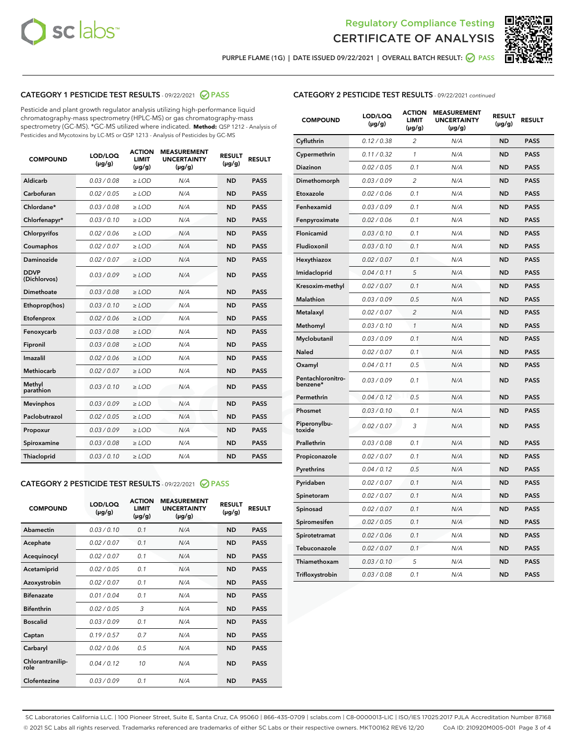Regulatory Compliance Testing
# CERTIFICATE OF ANALYSIS

PURPLE FLAME (1G) | DATE ISSUED 09/22/2021 | OVERALL BATCH RESULT: PASS

## CATEGORY 1 PESTICIDE TEST RESULTS - 09/22/2021 PASS

Pesticide and plant growth regulator analysis utilizing high-performance liquid chromatography-mass spectrometry (HPLC-MS) or gas chromatography-mass spectrometry (GC-MS). *GC-MS utilized where indicated. **Method:** QSP 1212 - Analysis of Pesticides and Mycotoxins by LC-MS or QSP 1213 - Analysis of Pesticides by GC-MS

| COMPOUND | LOD/LOQ (µg/g) | ACTION LIMIT (µg/g) | MEASUREMENT UNCERTAINTY (µg/g) | RESULT (µg/g) | RESULT |
|---|---|---|---|---|---|
| Aldicarb | 0.03 / 0.08 | ≥ LOD | N/A | ND | PASS |
| Carbofuran | 0.02 / 0.05 | ≥ LOD | N/A | ND | PASS |
| Chlordane* | 0.03 / 0.08 | ≥ LOD | N/A | ND | PASS |
| Chlorfenapyr* | 0.03 / 0.10 | ≥ LOD | N/A | ND | PASS |
| Chlorpyrifos | 0.02 / 0.06 | ≥ LOD | N/A | ND | PASS |
| Coumaphos | 0.02 / 0.07 | ≥ LOD | N/A | ND | PASS |
| Daminozide | 0.02 / 0.07 | ≥ LOD | N/A | ND | PASS |
| DDVP (Dichlorvos) | 0.03 / 0.09 | ≥ LOD | N/A | ND | PASS |
| Dimethoate | 0.03 / 0.08 | ≥ LOD | N/A | ND | PASS |
| Ethoprop(hos) | 0.03 / 0.10 | ≥ LOD | N/A | ND | PASS |
| Etofenprox | 0.02 / 0.06 | ≥ LOD | N/A | ND | PASS |
| Fenoxycarb | 0.03 / 0.08 | ≥ LOD | N/A | ND | PASS |
| Fipronil | 0.03 / 0.08 | ≥ LOD | N/A | ND | PASS |
| Imazalil | 0.02 / 0.06 | ≥ LOD | N/A | ND | PASS |
| Methiocarb | 0.02 / 0.07 | ≥ LOD | N/A | ND | PASS |
| Methyl parathion | 0.03 / 0.10 | ≥ LOD | N/A | ND | PASS |
| Mevinphos | 0.03 / 0.09 | ≥ LOD | N/A | ND | PASS |
| Paclobutrazol | 0.02 / 0.05 | ≥ LOD | N/A | ND | PASS |
| Propoxur | 0.03 / 0.09 | ≥ LOD | N/A | ND | PASS |
| Spiroxamine | 0.03 / 0.08 | ≥ LOD | N/A | ND | PASS |
| Thiacloprid | 0.03 / 0.10 | ≥ LOD | N/A | ND | PASS |

## CATEGORY 2 PESTICIDE TEST RESULTS - 09/22/2021 PASS

| COMPOUND | LOD/LOQ (µg/g) | ACTION LIMIT (µg/g) | MEASUREMENT UNCERTAINTY (µg/g) | RESULT (µg/g) | RESULT |
|---|---|---|---|---|---|
| Abamectin | 0.03 / 0.10 | 0.1 | N/A | ND | PASS |
| Acephate | 0.02 / 0.07 | 0.1 | N/A | ND | PASS |
| Acequinocyl | 0.02 / 0.07 | 0.1 | N/A | ND | PASS |
| Acetamiprid | 0.02 / 0.05 | 0.1 | N/A | ND | PASS |
| Azoxystrobin | 0.02 / 0.07 | 0.1 | N/A | ND | PASS |
| Bifenazate | 0.01 / 0.04 | 0.1 | N/A | ND | PASS |
| Bifenthrin | 0.02 / 0.05 | 3 | N/A | ND | PASS |
| Boscalid | 0.03 / 0.09 | 0.1 | N/A | ND | PASS |
| Captan | 0.19 / 0.57 | 0.7 | N/A | ND | PASS |
| Carbaryl | 0.02 / 0.06 | 0.5 | N/A | ND | PASS |
| Chlorantraniliprole | 0.04 / 0.12 | 10 | N/A | ND | PASS |
| Clofentezine | 0.03 / 0.09 | 0.1 | N/A | ND | PASS |
| Cyfluthrin | 0.12 / 0.38 | 2 | N/A | ND | PASS |
| Cypermethrin | 0.11 / 0.32 | 1 | N/A | ND | PASS |
| Diazinon | 0.02 / 0.05 | 0.1 | N/A | ND | PASS |
| Dimethomorph | 0.03 / 0.09 | 2 | N/A | ND | PASS |
| Etoxazole | 0.02 / 0.06 | 0.1 | N/A | ND | PASS |
| Fenhexamid | 0.03 / 0.09 | 0.1 | N/A | ND | PASS |
| Fenpyroximate | 0.02 / 0.06 | 0.1 | N/A | ND | PASS |
| Flonicamid | 0.03 / 0.10 | 0.1 | N/A | ND | PASS |
| Fludioxonil | 0.03 / 0.10 | 0.1 | N/A | ND | PASS |
| Hexythiazox | 0.02 / 0.07 | 0.1 | N/A | ND | PASS |
| Imidacloprid | 0.04 / 0.11 | 5 | N/A | ND | PASS |
| Kresoxim-methyl | 0.02 / 0.07 | 0.1 | N/A | ND | PASS |
| Malathion | 0.03 / 0.09 | 0.5 | N/A | ND | PASS |
| Metalaxyl | 0.02 / 0.07 | 2 | N/A | ND | PASS |
| Methomyl | 0.03 / 0.10 | 1 | N/A | ND | PASS |
| Myclobutanil | 0.03 / 0.09 | 0.1 | N/A | ND | PASS |
| Naled | 0.02 / 0.07 | 0.1 | N/A | ND | PASS |
| Oxamyl | 0.04 / 0.11 | 0.5 | N/A | ND | PASS |
| Pentachloronitrobenzene* | 0.03 / 0.09 | 0.1 | N/A | ND | PASS |
| Permethrin | 0.04 / 0.12 | 0.5 | N/A | ND | PASS |
| Phosmet | 0.03 / 0.10 | 0.1 | N/A | ND | PASS |
| Piperonylbutoxide | 0.02 / 0.07 | 3 | N/A | ND | PASS |
| Prallethrin | 0.03 / 0.08 | 0.1 | N/A | ND | PASS |
| Propiconazole | 0.02 / 0.07 | 0.1 | N/A | ND | PASS |
| Pyrethrins | 0.04 / 0.12 | 0.5 | N/A | ND | PASS |
| Pyridaben | 0.02 / 0.07 | 0.1 | N/A | ND | PASS |
| Spinetoram | 0.02 / 0.07 | 0.1 | N/A | ND | PASS |
| Spinosad | 0.02 / 0.07 | 0.1 | N/A | ND | PASS |
| Spiromesifen | 0.02 / 0.05 | 0.1 | N/A | ND | PASS |
| Spirotetramat | 0.02 / 0.06 | 0.1 | N/A | ND | PASS |
| Tebuconazole | 0.02 / 0.07 | 0.1 | N/A | ND | PASS |
| Thiamethoxam | 0.03 / 0.10 | 5 | N/A | ND | PASS |
| Trifloxystrobin | 0.03 / 0.08 | 0.1 | N/A | ND | PASS |

SC Laboratories California LLC. | 100 Pioneer Street, Suite E, Santa Cruz, CA 95060 | 866-435-0709 | sclabs.com | C8-0000013-LIC | ISO/IES 17025:2017 PJLA Accreditation Number 87168
© 2021 SC Labs all rights reserved. Trademarks referenced are trademarks of either SC Labs or their respective owners. MKT00162 REV6 12/20 CoA ID: 210920M005-001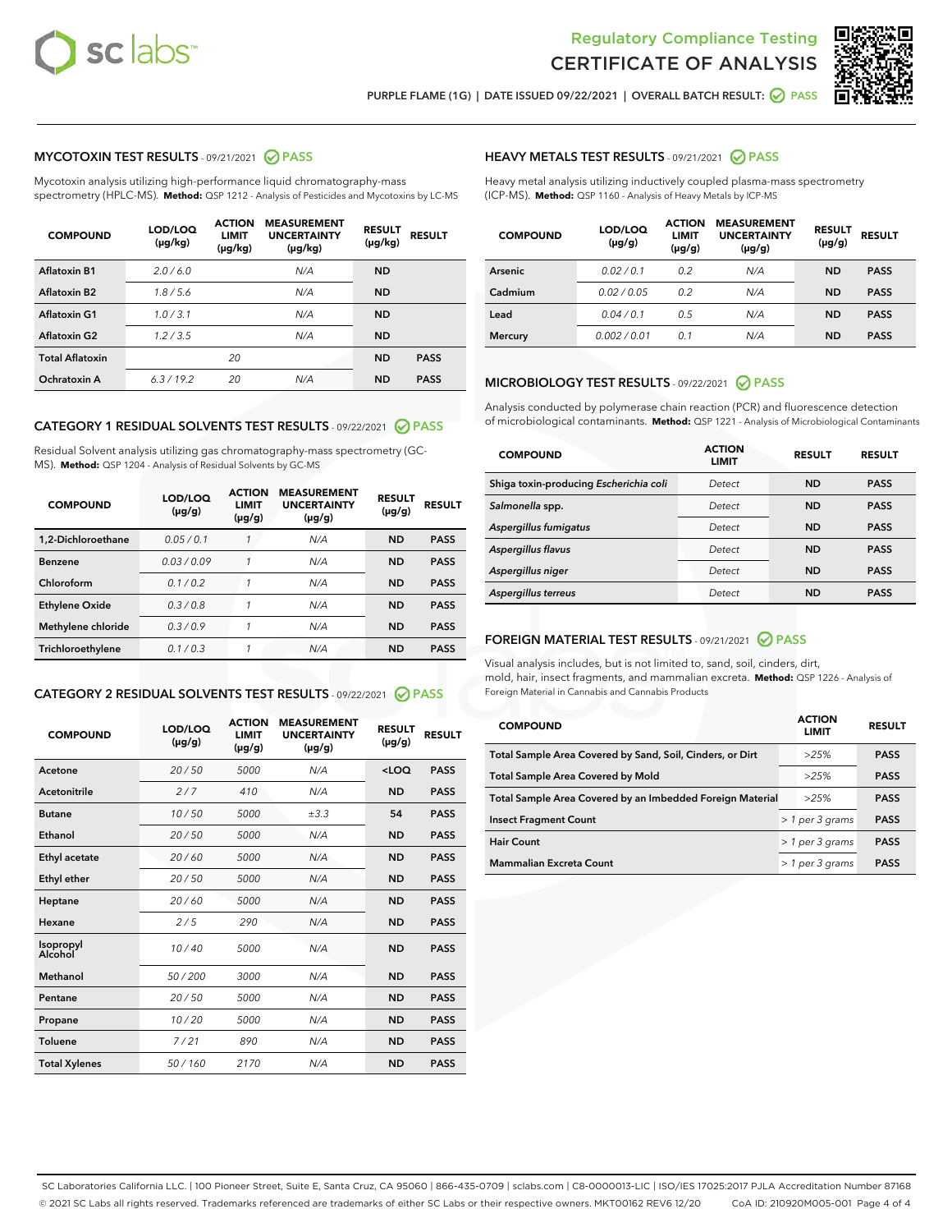Regulatory Compliance Testing

# CERTIFICATE OF ANALYSIS

PURPLE FLAME (1G) | DATE ISSUED 09/22/2021 | OVERALL BATCH RESULT: PASS

## MYCOTOXIN TEST RESULTS - 09/21/2021 PASS

Mycotoxin analysis utilizing high-performance liquid chromatography-mass spectrometry (HPLC-MS). **Method:** QSP 1212 - Analysis of Pesticides and Mycotoxins by LC-MS

| COMPOUND | LOD/LOQ (µg/kg) | ACTION LIMIT (µg/kg) | MEASUREMENT UNCERTAINTY (µg/kg) | RESULT (µg/kg) | RESULT |
|---|---|---|---|---|---|
| Aflatoxin B1 | 2.0 / 6.0 | | N/A | ND | |
| Aflatoxin B2 | 1.8 / 5.6 | | N/A | ND | |
| Aflatoxin G1 | 1.0 / 3.1 | | N/A | ND | |
| Aflatoxin G2 | 1.2 / 3.5 | | N/A | ND | |
| Total Aflatoxin | | 20 | | ND | PASS |
| Ochratoxin A | 6.3 / 19.2 | 20 | N/A | ND | PASS |

## CATEGORY 1 RESIDUAL SOLVENTS TEST RESULTS - 09/22/2021 PASS

Residual Solvent analysis utilizing gas chromatography-mass spectrometry (GC-MS). **Method:** QSP 1204 - Analysis of Residual Solvents by GC-MS

| COMPOUND | LOD/LOQ (µg/g) | ACTION LIMIT (µg/g) | MEASUREMENT UNCERTAINTY (µg/g) | RESULT (µg/g) | RESULT |
|---|---|---|---|---|---|
| 1,2-Dichloroethane | 0.05 / 0.1 | 1 | N/A | ND | PASS |
| Benzene | 0.03 / 0.09 | 1 | N/A | ND | PASS |
| Chloroform | 0.1 / 0.2 | 1 | N/A | ND | PASS |
| Ethylene Oxide | 0.3 / 0.8 | 1 | N/A | ND | PASS |
| Methylene chloride | 0.3 / 0.9 | 1 | N/A | ND | PASS |
| Trichloroethylene | 0.1 / 0.3 | 1 | N/A | ND | PASS |

## CATEGORY 2 RESIDUAL SOLVENTS TEST RESULTS - 09/22/2021 PASS

| COMPOUND | LOD/LOQ (µg/g) | ACTION LIMIT (µg/g) | MEASUREMENT UNCERTAINTY (µg/g) | RESULT (µg/g) | RESULT |
|---|---|---|---|---|---|
| Acetone | 20 / 50 | 5000 | N/A | <LOQ | PASS |
| Acetonitrile | 2 / 7 | 410 | N/A | ND | PASS |
| Butane | 10 / 50 | 5000 | ±3.3 | 54 | PASS |
| Ethanol | 20 / 50 | 5000 | N/A | ND | PASS |
| Ethyl acetate | 20 / 60 | 5000 | N/A | ND | PASS |
| Ethyl ether | 20 / 50 | 5000 | N/A | ND | PASS |
| Heptane | 20 / 60 | 5000 | N/A | ND | PASS |
| Hexane | 2 / 5 | 290 | N/A | ND | PASS |
| Isopropyl Alcohol | 10 / 40 | 5000 | N/A | ND | PASS |
| Methanol | 50 / 200 | 3000 | N/A | ND | PASS |
| Pentane | 20 / 50 | 5000 | N/A | ND | PASS |
| Propane | 10 / 20 | 5000 | N/A | ND | PASS |
| Toluene | 7 / 21 | 890 | N/A | ND | PASS |
| Total Xylenes | 50 / 160 | 2170 | N/A | ND | PASS |

## HEAVY METALS TEST RESULTS - 09/21/2021 PASS

Heavy metal analysis utilizing inductively coupled plasma-mass spectrometry (ICP-MS). **Method:** QSP 1160 - Analysis of Heavy Metals by ICP-MS

| COMPOUND | LOD/LOQ (µg/g) | ACTION LIMIT (µg/g) | MEASUREMENT UNCERTAINTY (µg/g) | RESULT (µg/g) | RESULT |
|---|---|---|---|---|---|
| Arsenic | 0.02 / 0.1 | 0.2 | N/A | ND | PASS |
| Cadmium | 0.02 / 0.05 | 0.2 | N/A | ND | PASS |
| Lead | 0.04 / 0.1 | 0.5 | N/A | ND | PASS |
| Mercury | 0.002 / 0.01 | 0.1 | N/A | ND | PASS |

## MICROBIOLOGY TEST RESULTS - 09/22/2021 PASS

Analysis conducted by polymerase chain reaction (PCR) and fluorescence detection of microbiological contaminants. **Method:** QSP 1221 - Analysis of Microbiological Contaminants

| COMPOUND | ACTION LIMIT | RESULT | RESULT |
|---|---|---|---|
| Shiga toxin-producing *Escherichia coli* | Detect | ND | PASS |
| *Salmonella* spp. | Detect | ND | PASS |
| *Aspergillus fumigatus* | Detect | ND | PASS |
| *Aspergillus flavus* | Detect | ND | PASS |
| *Aspergillus niger* | Detect | ND | PASS |
| *Aspergillus terreus* | Detect | ND | PASS |

## FOREIGN MATERIAL TEST RESULTS - 09/21/2021 PASS

Visual analysis includes, but is not limited to, sand, soil, cinders, dirt, mold, hair, insect fragments, and mammalian excreta. **Method:** QSP 1226 - Analysis of Foreign Material in Cannabis and Cannabis Products

| COMPOUND | ACTION LIMIT | RESULT |
|---|---|---|
| Total Sample Area Covered by Sand, Soil, Cinders, or Dirt | >25% | PASS |
| Total Sample Area Covered by Mold | >25% | PASS |
| Total Sample Area Covered by an Imbedded Foreign Material | >25% | PASS |
| Insect Fragment Count | > 1 per 3 grams | PASS |
| Hair Count | > 1 per 3 grams | PASS |
| Mammalian Excreta Count | > 1 per 3 grams | PASS |

SC Laboratories California LLC. | 100 Pioneer Street, Suite E, Santa Cruz, CA 95060 | 866-435-0709 | sclabs.com | C8-0000013-LIC | ISO/IES 17025:2017 PJLA Accreditation Number 87168
© 2021 SC Labs all rights reserved. Trademarks referenced are trademarks of either SC Labs or their respective owners. MKT00162 REV6 12/20 CoA ID: 210920M005-001